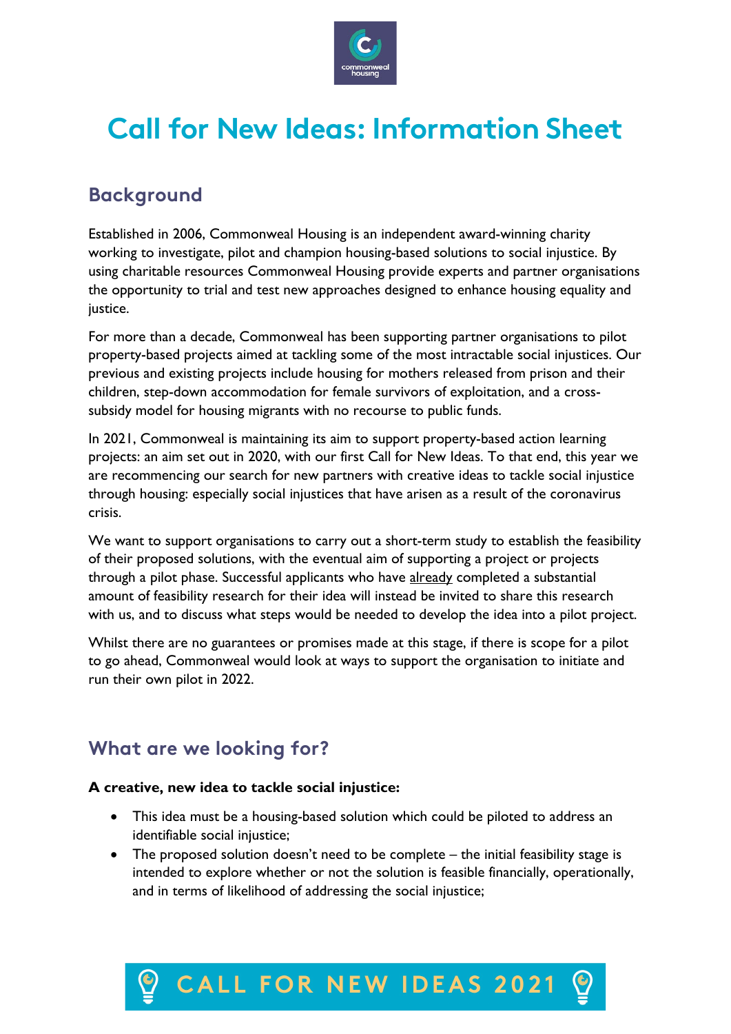# Call for New Ideas: Information Sheet

## Background

Established in 2006, Commonweal Housing is an independent award-winning charity working to investigate, pilot and champion housing-based solutions to social injustice. By using charitable resources Commonweal Housing provide experts and partner organisations the opportunity to trial and test new approaches designed to enhance housing equality and justice.

For more than a decade, Commonweal has been supporting partner organisations to pilot property-based projects aimed at tackling some of the most intractable social injustices. Our previous and existing projects include housing for mothers released from prison and their children, step-down accommodation for female survivors of exploitation, and a cross-subsidy model for housing migrants with no recourse to public funds.

In 2021, Commonweal is maintaining its aim to support property-based action learning projects: an aim set out in 2020, with our first Call for New Ideas. To that end, this year we are recommencing our search for new partners with creative ideas to tackle social injustice through housing: especially social injustices that have arisen as a result of the coronavirus crisis.

We want to support organisations to carry out a short-term study to establish the feasibility of their proposed solutions, with the eventual aim of supporting a project or projects through a pilot phase. Successful applicants who have already completed a substantial amount of feasibility research for their idea will instead be invited to share this research with us, and to discuss what steps would be needed to develop the idea into a pilot project.

Whilst there are no guarantees or promises made at this stage, if there is scope for a pilot to go ahead, Commonweal would look at ways to support the organisation to initiate and run their own pilot in 2022.

## What are we looking for?

**A creative, new idea to tackle social injustice:**

- This idea must be a housing-based solution which could be piloted to address an identifiable social injustice;
- The proposed solution doesn't need to be complete – the initial feasibility stage is intended to explore whether or not the solution is feasible financially, operationally, and in terms of likelihood of addressing the social injustice;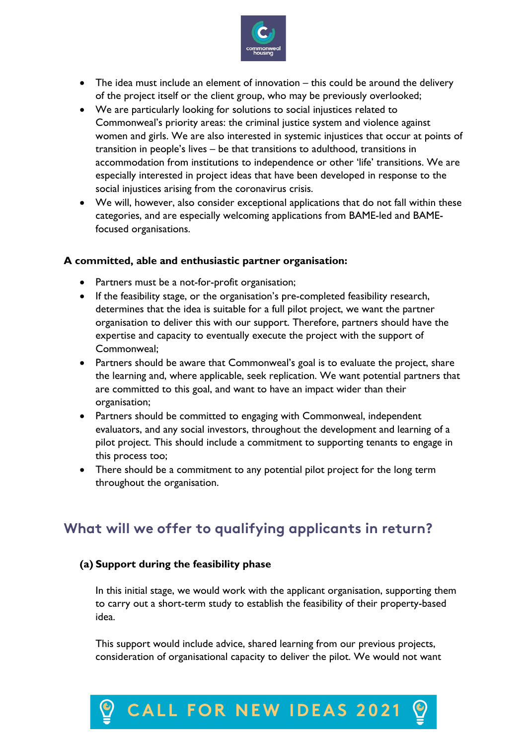- The idea must include an element of innovation – this could be around the delivery of the project itself or the client group, who may be previously overlooked;
- We are particularly looking for solutions to social injustices related to Commonweal's priority areas: the criminal justice system and violence against women and girls. We are also interested in systemic injustices that occur at points of transition in people's lives – be that transitions to adulthood, transitions in accommodation from institutions to independence or other 'life' transitions. We are especially interested in project ideas that have been developed in response to the social injustices arising from the coronavirus crisis.
- We will, however, also consider exceptional applications that do not fall within these categories, and are especially welcoming applications from BAME-led and BAME-focused organisations.

**A committed, able and enthusiastic partner organisation:**

- Partners must be a not-for-profit organisation;
- If the feasibility stage, or the organisation's pre-completed feasibility research, determines that the idea is suitable for a full pilot project, we want the partner organisation to deliver this with our support. Therefore, partners should have the expertise and capacity to eventually execute the project with the support of Commonweal;
- Partners should be aware that Commonweal's goal is to evaluate the project, share the learning and, where applicable, seek replication. We want potential partners that are committed to this goal, and want to have an impact wider than their organisation;
- Partners should be committed to engaging with Commonweal, independent evaluators, and any social investors, throughout the development and learning of a pilot project. This should include a commitment to supporting tenants to engage in this process too;
- There should be a commitment to any potential pilot project for the long term throughout the organisation.

## What will we offer to qualifying applicants in return?

**(a) Support during the feasibility phase**

In this initial stage, we would work with the applicant organisation, supporting them to carry out a short-term study to establish the feasibility of their property-based idea.

This support would include advice, shared learning from our previous projects, consideration of organisational capacity to deliver the pilot. We would not want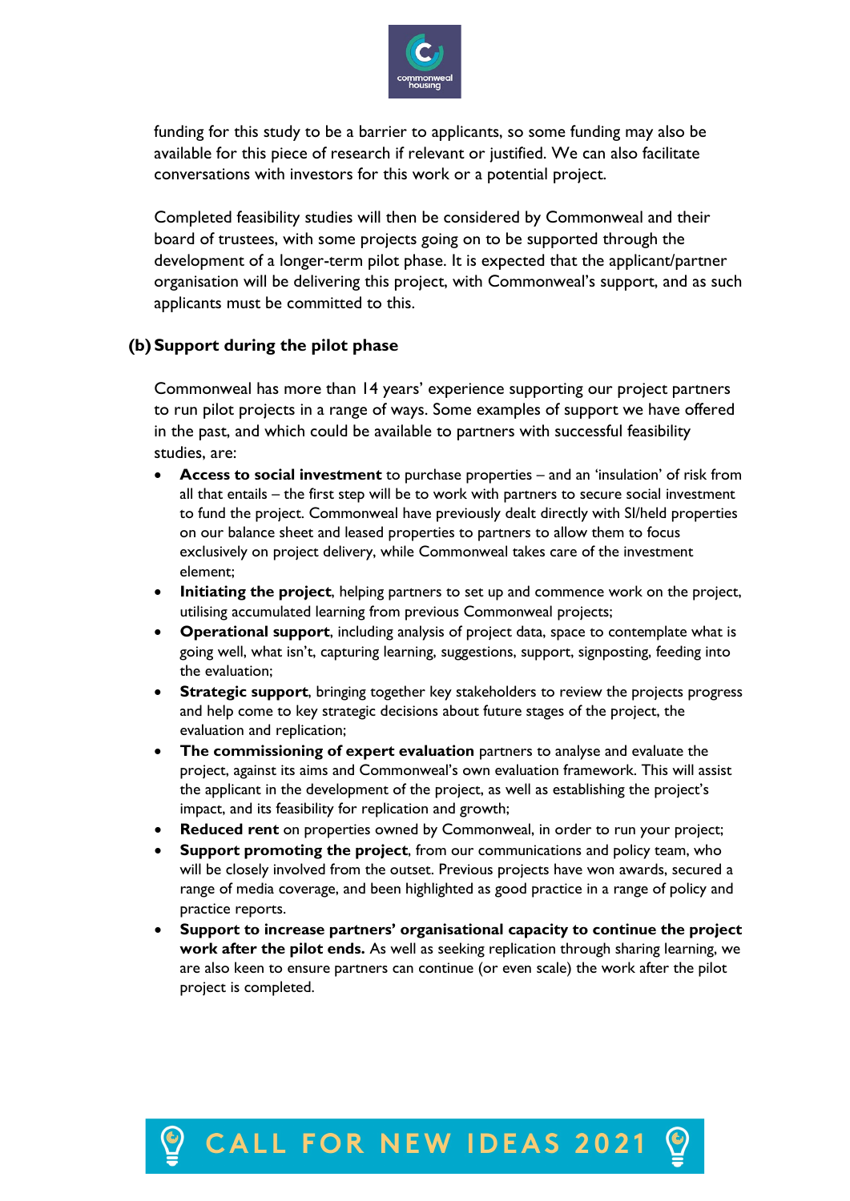funding for this study to be a barrier to applicants, so some funding may also be available for this piece of research if relevant or justified. We can also facilitate conversations with investors for this work or a potential project.

Completed feasibility studies will then be considered by Commonweal and their board of trustees, with some projects going on to be supported through the development of a longer-term pilot phase. It is expected that the applicant/partner organisation will be delivering this project, with Commonweal's support, and as such applicants must be committed to this.

**(b) Support during the pilot phase**

Commonweal has more than 14 years' experience supporting our project partners to run pilot projects in a range of ways. Some examples of support we have offered in the past, and which could be available to partners with successful feasibility studies, are:

- **Access to social investment** to purchase properties – and an 'insulation' of risk from all that entails – the first step will be to work with partners to secure social investment to fund the project. Commonweal have previously dealt directly with SI/held properties on our balance sheet and leased properties to partners to allow them to focus exclusively on project delivery, while Commonweal takes care of the investment element;
- **Initiating the project**, helping partners to set up and commence work on the project, utilising accumulated learning from previous Commonweal projects;
- **Operational support**, including analysis of project data, space to contemplate what is going well, what isn't, capturing learning, suggestions, support, signposting, feeding into the evaluation;
- **Strategic support**, bringing together key stakeholders to review the projects progress and help come to key strategic decisions about future stages of the project, the evaluation and replication;
- **The commissioning of expert evaluation** partners to analyse and evaluate the project, against its aims and Commonweal's own evaluation framework. This will assist the applicant in the development of the project, as well as establishing the project's impact, and its feasibility for replication and growth;
- **Reduced rent** on properties owned by Commonweal, in order to run your project;
- **Support promoting the project**, from our communications and policy team, who will be closely involved from the outset. Previous projects have won awards, secured a range of media coverage, and been highlighted as good practice in a range of policy and practice reports.
- **Support to increase partners' organisational capacity to continue the project work after the pilot ends.** As well as seeking replication through sharing learning, we are also keen to ensure partners can continue (or even scale) the work after the pilot project is completed.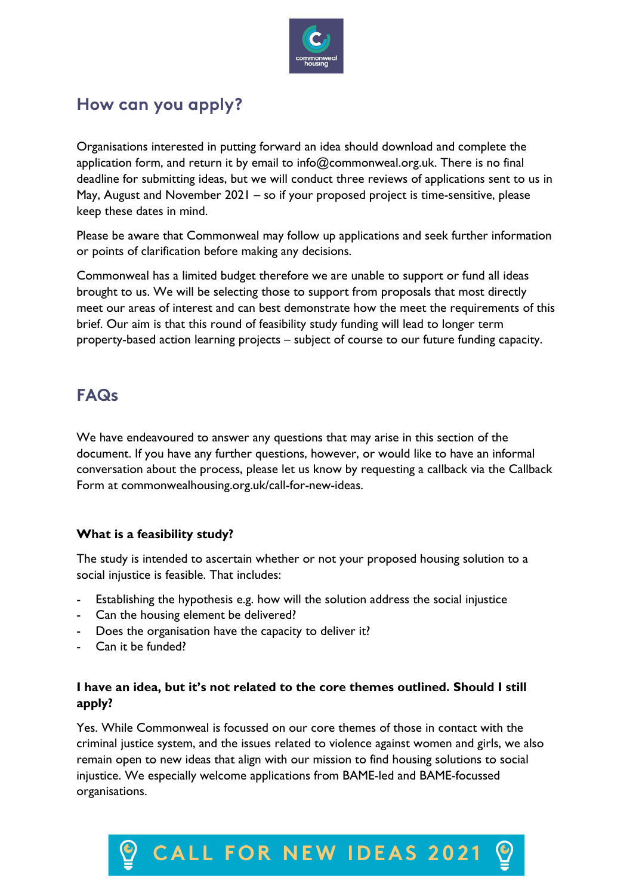## How can you apply?

Organisations interested in putting forward an idea should download and complete the application form, and return it by email to info@commonweal.org.uk. There is no final deadline for submitting ideas, but we will conduct three reviews of applications sent to us in May, August and November 2021 – so if your proposed project is time-sensitive, please keep these dates in mind.

Please be aware that Commonweal may follow up applications and seek further information or points of clarification before making any decisions.

Commonweal has a limited budget therefore we are unable to support or fund all ideas brought to us. We will be selecting those to support from proposals that most directly meet our areas of interest and can best demonstrate how the meet the requirements of this brief. Our aim is that this round of feasibility study funding will lead to longer term property-based action learning projects – subject of course to our future funding capacity.

## FAQs

We have endeavoured to answer any questions that may arise in this section of the document. If you have any further questions, however, or would like to have an informal conversation about the process, please let us know by requesting a callback via the Callback Form at commonwealhousing.org.uk/call-for-new-ideas.

**What is a feasibility study?**

The study is intended to ascertain whether or not your proposed housing solution to a social injustice is feasible. That includes:

- Establishing the hypothesis e.g. how will the solution address the social injustice
- Can the housing element be delivered?
- Does the organisation have the capacity to deliver it?
- Can it be funded?

**I have an idea, but it's not related to the core themes outlined. Should I still apply?**

Yes. While Commonweal is focussed on our core themes of those in contact with the criminal justice system, and the issues related to violence against women and girls, we also remain open to new ideas that align with our mission to find housing solutions to social injustice. We especially welcome applications from BAME-led and BAME-focussed organisations.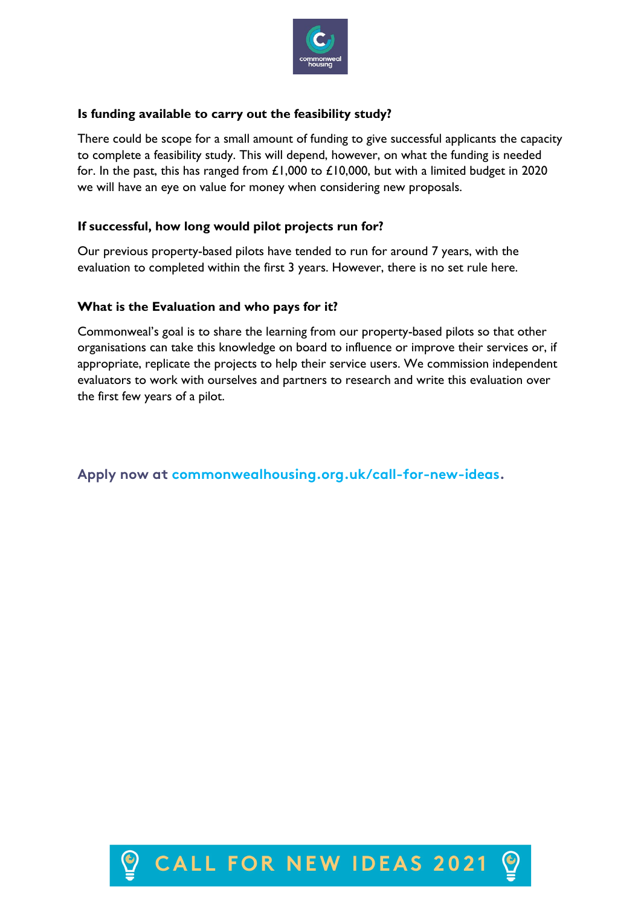### Is funding available to carry out the feasibility study?

There could be scope for a small amount of funding to give successful applicants the capacity to complete a feasibility study. This will depend, however, on what the funding is needed for. In the past, this has ranged from £1,000 to £10,000, but with a limited budget in 2020 we will have an eye on value for money when considering new proposals.

### If successful, how long would pilot projects run for?

Our previous property-based pilots have tended to run for around 7 years, with the evaluation to completed within the first 3 years. However, there is no set rule here.

### What is the Evaluation and who pays for it?

Commonweal's goal is to share the learning from our property-based pilots so that other organisations can take this knowledge on board to influence or improve their services or, if appropriate, replicate the projects to help their service users. We commission independent evaluators to work with ourselves and partners to research and write this evaluation over the first few years of a pilot.

**Apply now at commonwealhousing.org.uk/call-for-new-ideas.**

**CALL FOR NEW IDEAS 2021**